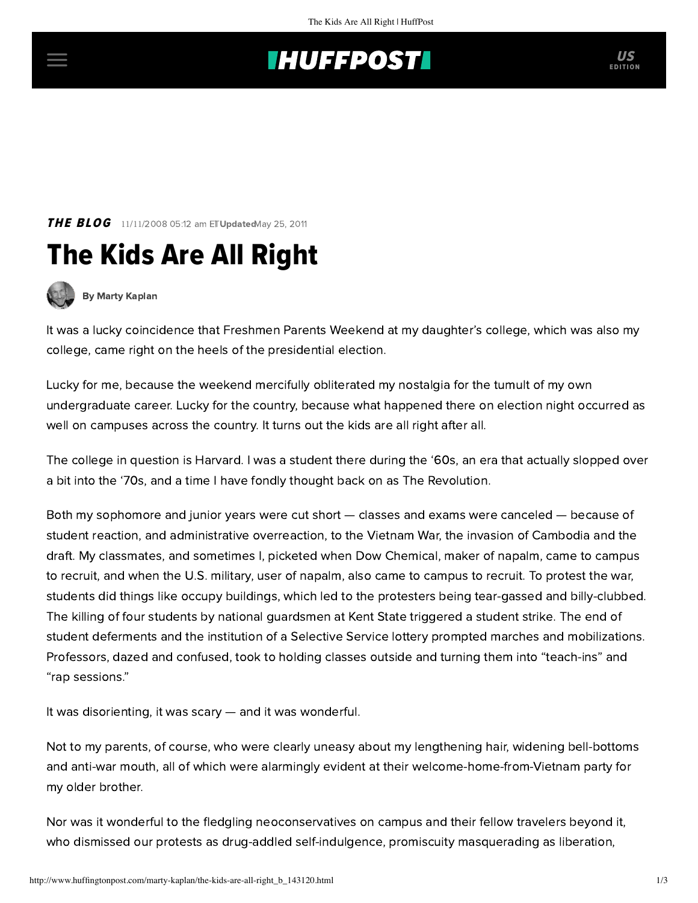**THE BLOG** 11/11/2008 05:12 am ET **Updated** May 25, 2011

# The Kids Are All Right

By Marty Kaplan

It was a lucky coincidence that Freshmen Parents Weekend at my daughter's college, which was also my college, came right on the heels of the presidential election.

Lucky for me, because the weekend mercifully obliterated my nostalgia for the tumult of my own undergraduate career. Lucky for the country, because what happened there on election night occurred as well on campuses across the country. It turns out the kids are all right after all.

The college in question is Harvard. I was a student there during the '60s, an era that actually slopped over a bit into the '70s, and a time I have fondly thought back on as The Revolution.

Both my sophomore and junior years were cut short — classes and exams were canceled — because of student reaction, and administrative overreaction, to the Vietnam War, the invasion of Cambodia and the draft. My classmates, and sometimes I, picketed when Dow Chemical, maker of napalm, came to campus to recruit, and when the U.S. military, user of napalm, also came to campus to recruit. To protest the war, students did things like occupy buildings, which led to the protesters being tear-gassed and billy-clubbed. The killing of four students by national guardsmen at Kent State triggered a student strike. The end of student deferments and the institution of a Selective Service lottery prompted marches and mobilizations. Professors, dazed and confused, took to holding classes outside and turning them into "teach-ins" and "rap sessions."

It was disorienting, it was scary — and it was wonderful.

Not to my parents, of course, who were clearly uneasy about my lengthening hair, widening bell-bottoms and anti-war mouth, all of which were alarmingly evident at their welcome-home-from-Vietnam party for my older brother.

Nor was it wonderful to the fledgling neoconservatives on campus and their fellow travelers beyond it, who dismissed our protests as drug-addled self-indulgence, promiscuity masquerading as liberation,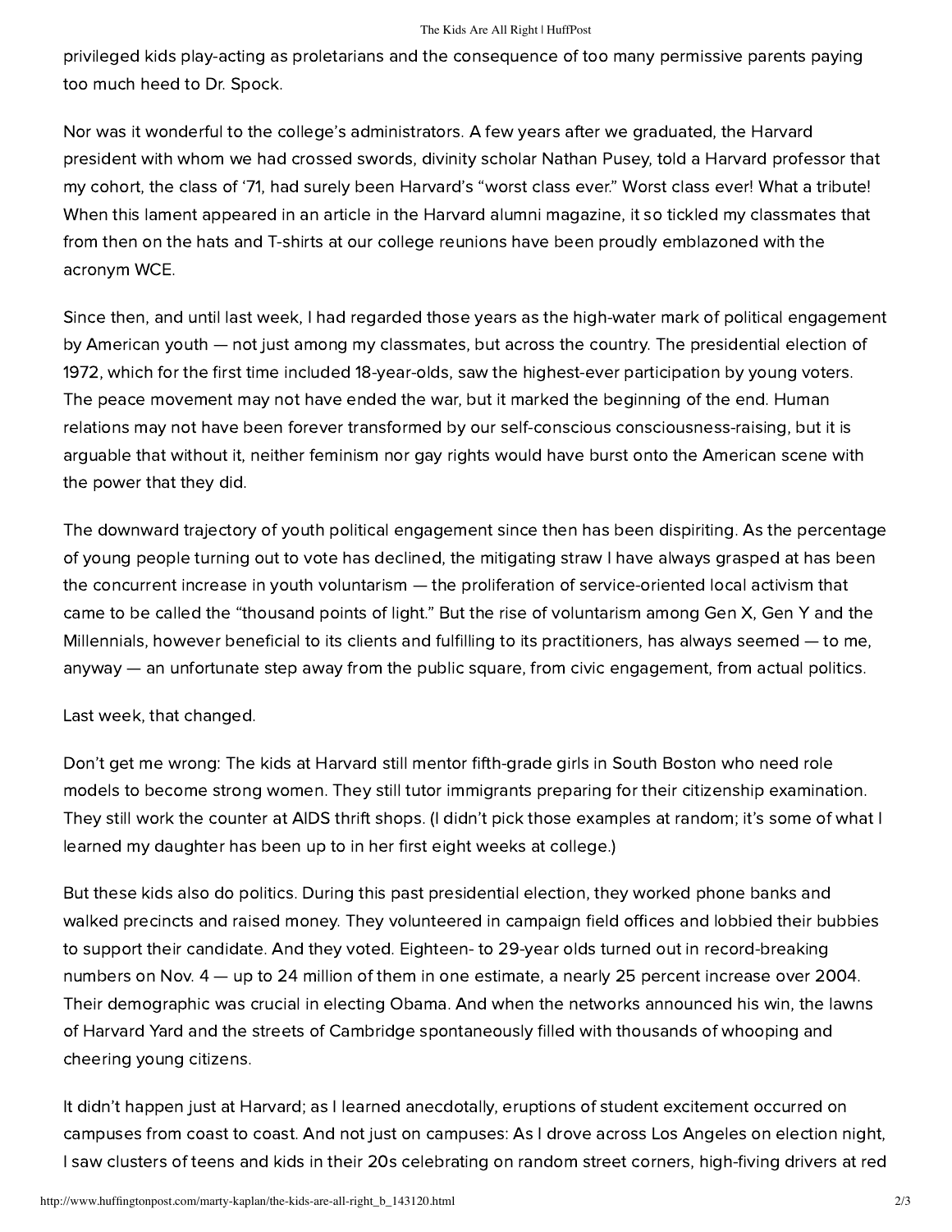privileged kids play-acting as proletarians and the consequence of too many permissive parents paying too much heed to Dr. Spock.

Nor was it wonderful to the college's administrators. A few years after we graduated, the Harvard president with whom we had crossed swords, divinity scholar Nathan Pusey, told a Harvard professor that my cohort, the class of '71, had surely been Harvard's "worst class ever." Worst class ever! What a tribute! When this lament appeared in an article in the Harvard alumni magazine, it so tickled my classmates that from then on the hats and T-shirts at our college reunions have been proudly emblazoned with the acronym WCE.

Since then, and until last week, I had regarded those years as the high-water mark of political engagement by American youth — not just among my classmates, but across the country. The presidential election of 1972, which for the first time included 18-year-olds, saw the highest-ever participation by young voters. The peace movement may not have ended the war, but it marked the beginning of the end. Human relations may not have been forever transformed by our self-conscious consciousness-raising, but it is arguable that without it, neither feminism nor gay rights would have burst onto the American scene with the power that they did.

The downward trajectory of youth political engagement since then has been dispiriting. As the percentage of young people turning out to vote has declined, the mitigating straw I have always grasped at has been the concurrent increase in youth voluntarism — the proliferation of service-oriented local activism that came to be called the "thousand points of light." But the rise of voluntarism among Gen X, Gen Y and the Millennials, however beneficial to its clients and fulfilling to its practitioners, has always seemed — to me, anyway — an unfortunate step away from the public square, from civic engagement, from actual politics.

Last week, that changed.

Don't get me wrong: The kids at Harvard still mentor fifth-grade girls in South Boston who need role models to become strong women. They still tutor immigrants preparing for their citizenship examination. They still work the counter at AIDS thrift shops. (I didn't pick those examples at random; it's some of what I learned my daughter has been up to in her first eight weeks at college.)

But these kids also do politics. During this past presidential election, they worked phone banks and walked precincts and raised money. They volunteered in campaign field offices and lobbied their bubbies to support their candidate. And they voted. Eighteen- to 29-year olds turned out in record-breaking numbers on Nov. 4 — up to 24 million of them in one estimate, a nearly 25 percent increase over 2004. Their demographic was crucial in electing Obama. And when the networks announced his win, the lawns of Harvard Yard and the streets of Cambridge spontaneously filled with thousands of whooping and cheering young citizens.

It didn't happen just at Harvard; as I learned anecdotally, eruptions of student excitement occurred on campuses from coast to coast. And not just on campuses: As I drove across Los Angeles on election night, I saw clusters of teens and kids in their 20s celebrating on random street corners, high-fiving drivers at red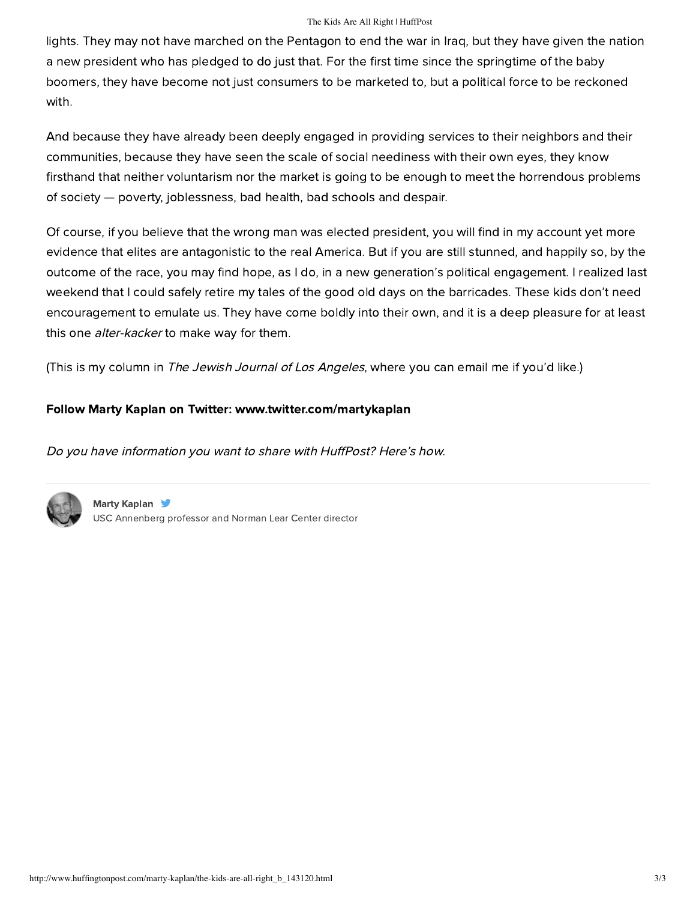lights. They may not have marched on the Pentagon to end the war in Iraq, but they have given the nation a new president who has pledged to do just that. For the first time since the springtime of the baby boomers, they have become not just consumers to be marketed to, but a political force to be reckoned with.

And because they have already been deeply engaged in providing services to their neighbors and their communities, because they have seen the scale of social neediness with their own eyes, they know firsthand that neither voluntarism nor the market is going to be enough to meet the horrendous problems of society — poverty, joblessness, bad health, bad schools and despair.

Of course, if you believe that the wrong man was elected president, you will find in my account yet more evidence that elites are antagonistic to the real America. But if you are still stunned, and happily so, by the outcome of the race, you may find hope, as I do, in a new generation's political engagement. I realized last weekend that I could safely retire my tales of the good old days on the barricades. These kids don't need encouragement to emulate us. They have come boldly into their own, and it is a deep pleasure for at least this one *alter-kacker* to make way for them.

(This is my column in *The Jewish Journal of Los Angeles*, where you can email me if you'd like.)

**Follow Marty Kaplan on Twitter: www.twitter.com/martykaplan**

*Do you have information you want to share with HuffPost? Here's how.*

---

**Marty Kaplan**
USC Annenberg professor and Norman Lear Center director